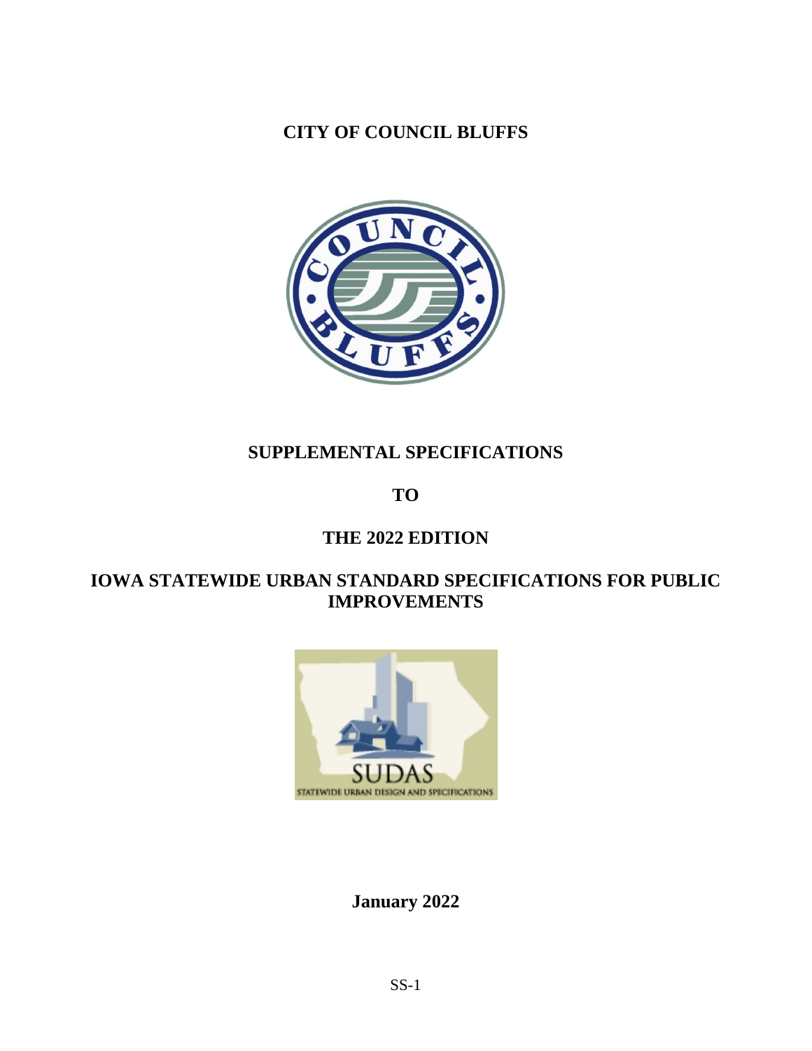# CITY OF COUNCIL BLUFFS

# SUPPLEMENTAL SPECIFICATIONS

# TO

# THE 2022 EDITION

# IOWA STATEWIDE URBAN STANDARD SPECIFICATIONS FOR PUBLIC IMPROVEMENTS

**January 2022**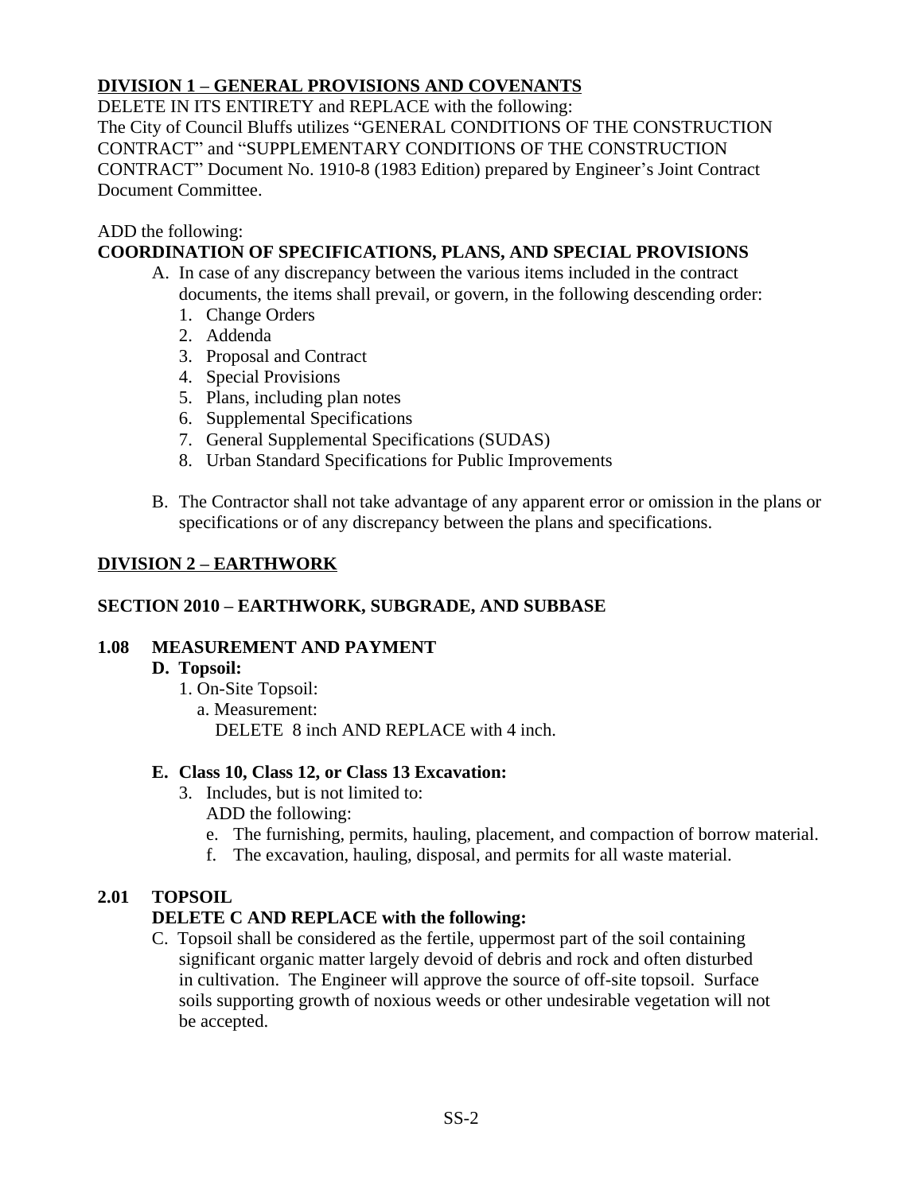**DIVISION 1 – GENERAL PROVISIONS AND COVENANTS**

DELETE IN ITS ENTIRETY and REPLACE with the following:
The City of Council Bluffs utilizes "GENERAL CONDITIONS OF THE CONSTRUCTION CONTRACT" and "SUPPLEMENTARY CONDITIONS OF THE CONSTRUCTION CONTRACT" Document No. 1910-8 (1983 Edition) prepared by Engineer's Joint Contract Document Committee.

ADD the following:

**COORDINATION OF SPECIFICATIONS, PLANS, AND SPECIAL PROVISIONS**

A. In case of any discrepancy between the various items included in the contract documents, the items shall prevail, or govern, in the following descending order:
   1. Change Orders
   2. Addenda
   3. Proposal and Contract
   4. Special Provisions
   5. Plans, including plan notes
   6. Supplemental Specifications
   7. General Supplemental Specifications (SUDAS)
   8. Urban Standard Specifications for Public Improvements

B. The Contractor shall not take advantage of any apparent error or omission in the plans or specifications or of any discrepancy between the plans and specifications.

**DIVISION 2 – EARTHWORK**

**SECTION 2010 – EARTHWORK, SUBGRADE, AND SUBBASE**

**1.08 MEASUREMENT AND PAYMENT**

**D. Topsoil:**

1. On-Site Topsoil:
   a. Measurement:
      DELETE 8 inch AND REPLACE with 4 inch.

**E. Class 10, Class 12, or Class 13 Excavation:**

3. Includes, but is not limited to:
   ADD the following:
   e. The furnishing, permits, hauling, placement, and compaction of borrow material.
   f. The excavation, hauling, disposal, and permits for all waste material.

**2.01 TOPSOIL**

**DELETE C AND REPLACE with the following:**

C. Topsoil shall be considered as the fertile, uppermost part of the soil containing significant organic matter largely devoid of debris and rock and often disturbed in cultivation. The Engineer will approve the source of off-site topsoil. Surface soils supporting growth of noxious weeds or other undesirable vegetation will not be accepted.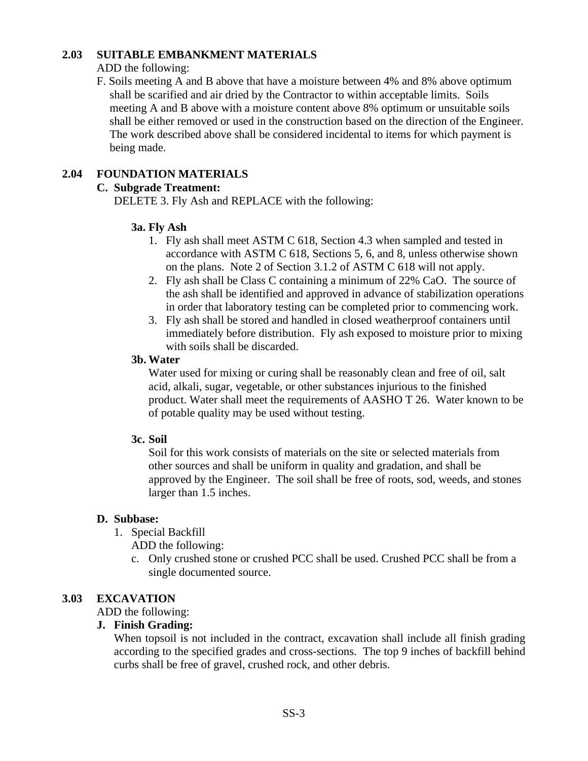**2.03 SUITABLE EMBANKMENT MATERIALS**

ADD the following:

F. Soils meeting A and B above that have a moisture between 4% and 8% above optimum shall be scarified and air dried by the Contractor to within acceptable limits. Soils meeting A and B above with a moisture content above 8% optimum or unsuitable soils shall be either removed or used in the construction based on the direction of the Engineer. The work described above shall be considered incidental to items for which payment is being made.

**2.04 FOUNDATION MATERIALS**

**C. Subgrade Treatment:**

DELETE 3. Fly Ash and REPLACE with the following:

**3a. Fly Ash**

1. Fly ash shall meet ASTM C 618, Section 4.3 when sampled and tested in accordance with ASTM C 618, Sections 5, 6, and 8, unless otherwise shown on the plans. Note 2 of Section 3.1.2 of ASTM C 618 will not apply.
2. Fly ash shall be Class C containing a minimum of 22% CaO. The source of the ash shall be identified and approved in advance of stabilization operations in order that laboratory testing can be completed prior to commencing work.
3. Fly ash shall be stored and handled in closed weatherproof containers until immediately before distribution. Fly ash exposed to moisture prior to mixing with soils shall be discarded.

**3b. Water**

Water used for mixing or curing shall be reasonably clean and free of oil, salt acid, alkali, sugar, vegetable, or other substances injurious to the finished product. Water shall meet the requirements of AASHO T 26. Water known to be of potable quality may be used without testing.

**3c. Soil**

Soil for this work consists of materials on the site or selected materials from other sources and shall be uniform in quality and gradation, and shall be approved by the Engineer. The soil shall be free of roots, sod, weeds, and stones larger than 1.5 inches.

**D. Subbase:**

1. Special Backfill

   ADD the following:

   c. Only crushed stone or crushed PCC shall be used. Crushed PCC shall be from a single documented source.

**3.03 EXCAVATION**

ADD the following:

**J. Finish Grading:**

When topsoil is not included in the contract, excavation shall include all finish grading according to the specified grades and cross-sections. The top 9 inches of backfill behind curbs shall be free of gravel, crushed rock, and other debris.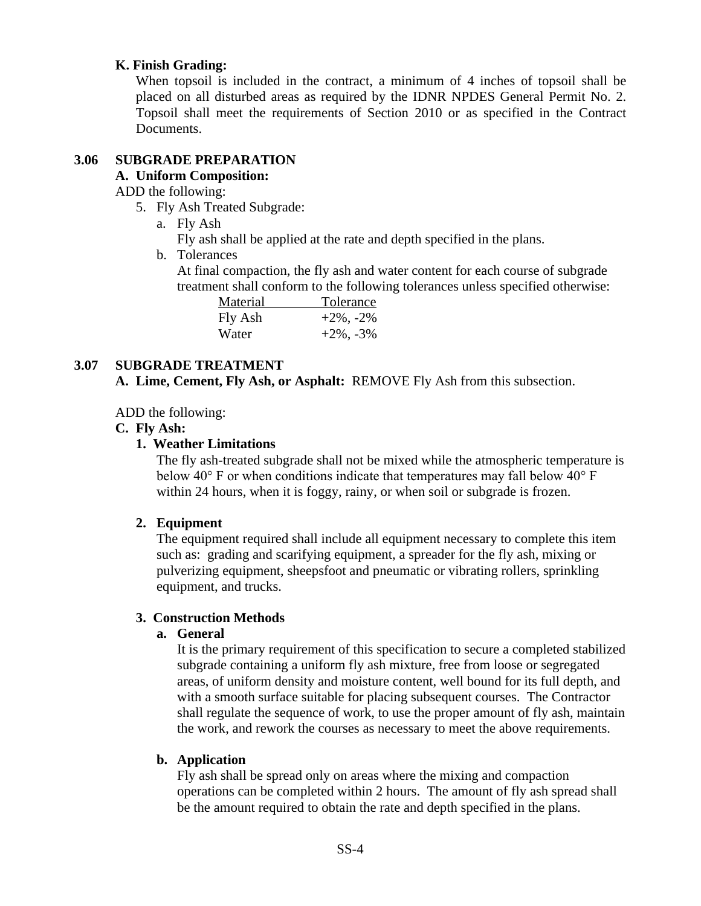**K. Finish Grading:**

When topsoil is included in the contract, a minimum of 4 inches of topsoil shall be placed on all disturbed areas as required by the IDNR NPDES General Permit No. 2. Topsoil shall meet the requirements of Section 2010 or as specified in the Contract Documents.

## 3.06 SUBGRADE PREPARATION

**A. Uniform Composition:**

ADD the following:

5. Fly Ash Treated Subgrade:
   a. Fly Ash

      Fly ash shall be applied at the rate and depth specified in the plans.
   b. Tolerances

      At final compaction, the fly ash and water content for each course of subgrade treatment shall conform to the following tolerances unless specified otherwise:

| Material | Tolerance |
| --- | --- |
| Fly Ash | +2%, -2% |
| Water | +2%, -3% |

## 3.07 SUBGRADE TREATMENT

**A. Lime, Cement, Fly Ash, or Asphalt:** REMOVE Fly Ash from this subsection.

ADD the following:

**C. Fly Ash:**

**1. Weather Limitations**

The fly ash-treated subgrade shall not be mixed while the atmospheric temperature is below 40° F or when conditions indicate that temperatures may fall below 40° F within 24 hours, when it is foggy, rainy, or when soil or subgrade is frozen.

**2. Equipment**

The equipment required shall include all equipment necessary to complete this item such as: grading and scarifying equipment, a spreader for the fly ash, mixing or pulverizing equipment, sheepsfoot and pneumatic or vibrating rollers, sprinkling equipment, and trucks.

**3. Construction Methods**

**a. General**

It is the primary requirement of this specification to secure a completed stabilized subgrade containing a uniform fly ash mixture, free from loose or segregated areas, of uniform density and moisture content, well bound for its full depth, and with a smooth surface suitable for placing subsequent courses. The Contractor shall regulate the sequence of work, to use the proper amount of fly ash, maintain the work, and rework the courses as necessary to meet the above requirements.

**b. Application**

Fly ash shall be spread only on areas where the mixing and compaction operations can be completed within 2 hours. The amount of fly ash spread shall be the amount required to obtain the rate and depth specified in the plans.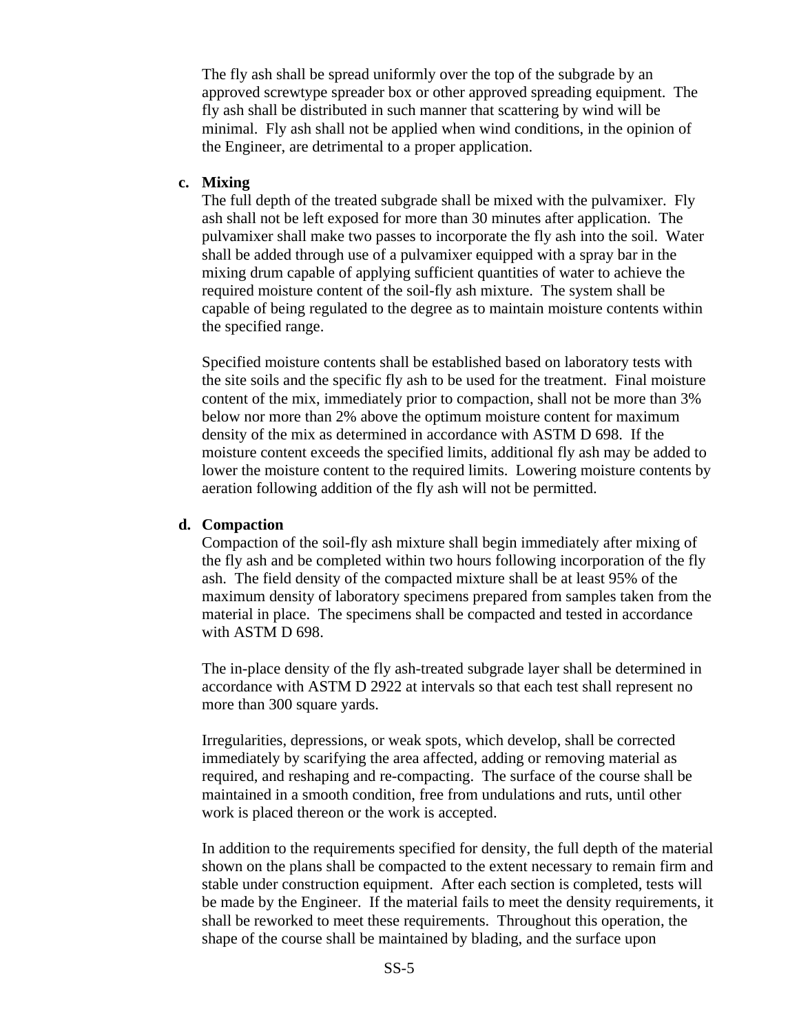The fly ash shall be spread uniformly over the top of the subgrade by an approved screwtype spreader box or other approved spreading equipment. The fly ash shall be distributed in such manner that scattering by wind will be minimal. Fly ash shall not be applied when wind conditions, in the opinion of the Engineer, are detrimental to a proper application.

**c. Mixing**

The full depth of the treated subgrade shall be mixed with the pulvamixer. Fly ash shall not be left exposed for more than 30 minutes after application. The pulvamixer shall make two passes to incorporate the fly ash into the soil. Water shall be added through use of a pulvamixer equipped with a spray bar in the mixing drum capable of applying sufficient quantities of water to achieve the required moisture content of the soil-fly ash mixture. The system shall be capable of being regulated to the degree as to maintain moisture contents within the specified range.

Specified moisture contents shall be established based on laboratory tests with the site soils and the specific fly ash to be used for the treatment. Final moisture content of the mix, immediately prior to compaction, shall not be more than 3% below nor more than 2% above the optimum moisture content for maximum density of the mix as determined in accordance with ASTM D 698. If the moisture content exceeds the specified limits, additional fly ash may be added to lower the moisture content to the required limits. Lowering moisture contents by aeration following addition of the fly ash will not be permitted.

**d. Compaction**

Compaction of the soil-fly ash mixture shall begin immediately after mixing of the fly ash and be completed within two hours following incorporation of the fly ash. The field density of the compacted mixture shall be at least 95% of the maximum density of laboratory specimens prepared from samples taken from the material in place. The specimens shall be compacted and tested in accordance with ASTM D 698.

The in-place density of the fly ash-treated subgrade layer shall be determined in accordance with ASTM D 2922 at intervals so that each test shall represent no more than 300 square yards.

Irregularities, depressions, or weak spots, which develop, shall be corrected immediately by scarifying the area affected, adding or removing material as required, and reshaping and re-compacting. The surface of the course shall be maintained in a smooth condition, free from undulations and ruts, until other work is placed thereon or the work is accepted.

In addition to the requirements specified for density, the full depth of the material shown on the plans shall be compacted to the extent necessary to remain firm and stable under construction equipment. After each section is completed, tests will be made by the Engineer. If the material fails to meet the density requirements, it shall be reworked to meet these requirements. Throughout this operation, the shape of the course shall be maintained by blading, and the surface upon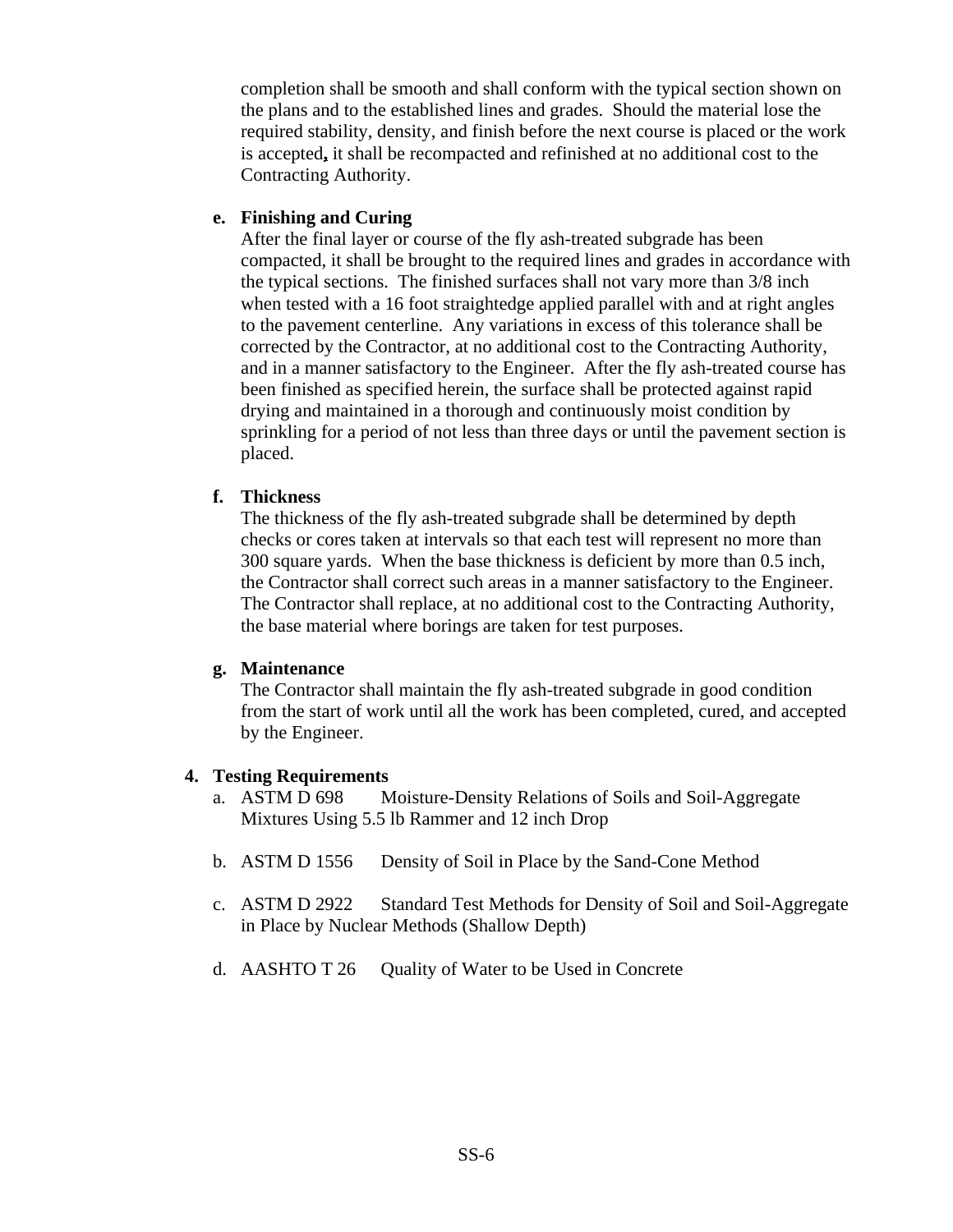completion shall be smooth and shall conform with the typical section shown on the plans and to the established lines and grades. Should the material lose the required stability, density, and finish before the next course is placed or the work is accepted**,** it shall be recompacted and refinished at no additional cost to the Contracting Authority.

**e. Finishing and Curing**

After the final layer or course of the fly ash-treated subgrade has been compacted, it shall be brought to the required lines and grades in accordance with the typical sections. The finished surfaces shall not vary more than 3/8 inch when tested with a 16 foot straightedge applied parallel with and at right angles to the pavement centerline. Any variations in excess of this tolerance shall be corrected by the Contractor, at no additional cost to the Contracting Authority, and in a manner satisfactory to the Engineer. After the fly ash-treated course has been finished as specified herein, the surface shall be protected against rapid drying and maintained in a thorough and continuously moist condition by sprinkling for a period of not less than three days or until the pavement section is placed.

**f. Thickness**

The thickness of the fly ash-treated subgrade shall be determined by depth checks or cores taken at intervals so that each test will represent no more than 300 square yards. When the base thickness is deficient by more than 0.5 inch, the Contractor shall correct such areas in a manner satisfactory to the Engineer. The Contractor shall replace, at no additional cost to the Contracting Authority, the base material where borings are taken for test purposes.

**g. Maintenance**

The Contractor shall maintain the fly ash-treated subgrade in good condition from the start of work until all the work has been completed, cured, and accepted by the Engineer.

**4. Testing Requirements**

a. ASTM D 698 Moisture-Density Relations of Soils and Soil-Aggregate Mixtures Using 5.5 lb Rammer and 12 inch Drop

b. ASTM D 1556 Density of Soil in Place by the Sand-Cone Method

c. ASTM D 2922 Standard Test Methods for Density of Soil and Soil-Aggregate in Place by Nuclear Methods (Shallow Depth)

d. AASHTO T 26 Quality of Water to be Used in Concrete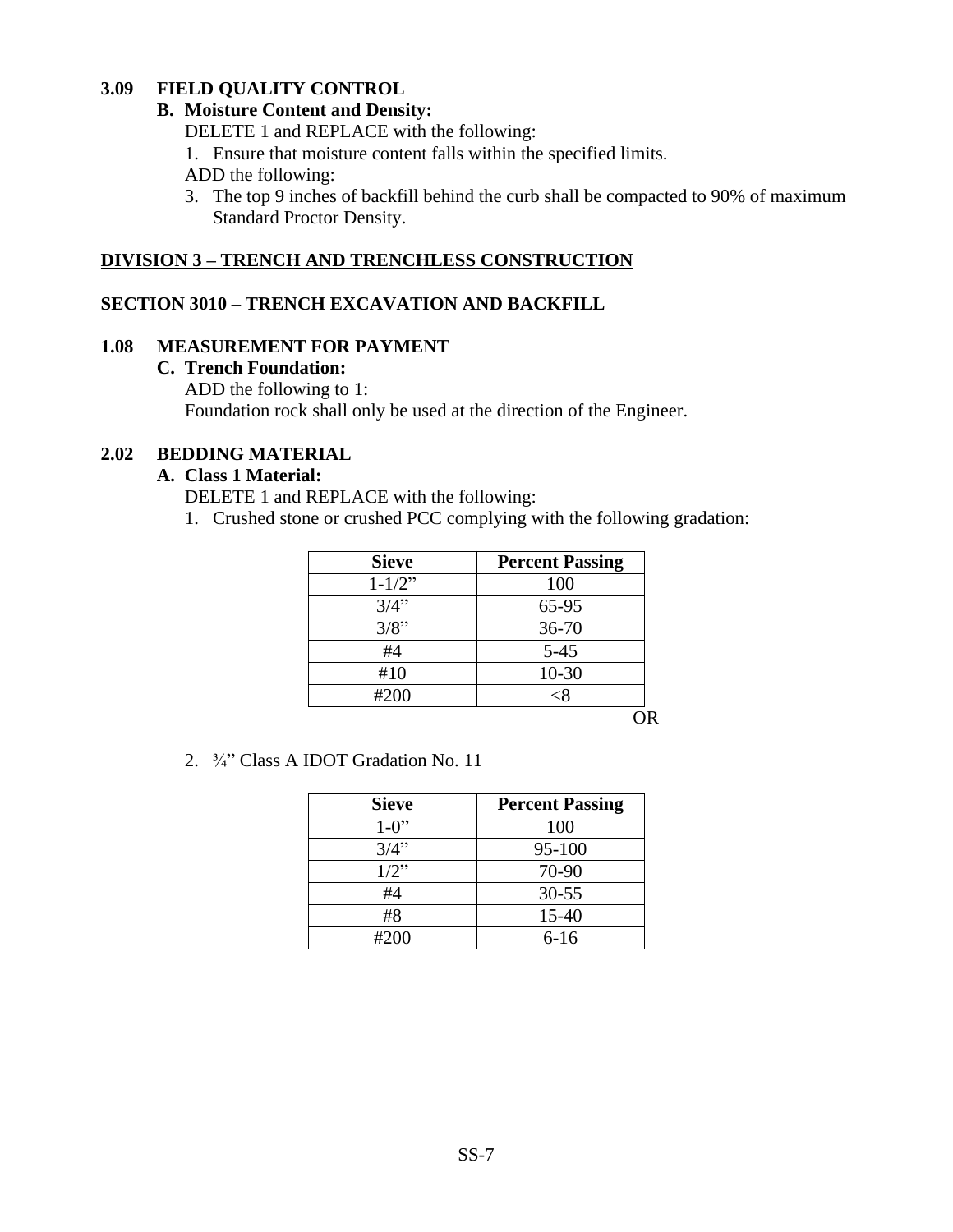### 3.09 FIELD QUALITY CONTROL

**B. Moisture Content and Density:**

DELETE 1 and REPLACE with the following:

1. Ensure that moisture content falls within the specified limits.

ADD the following:

3. The top 9 inches of backfill behind the curb shall be compacted to 90% of maximum Standard Proctor Density.

## DIVISION 3 – TRENCH AND TRENCHLESS CONSTRUCTION

## SECTION 3010 – TRENCH EXCAVATION AND BACKFILL

### 1.08 MEASUREMENT FOR PAYMENT

**C. Trench Foundation:**

ADD the following to 1:

Foundation rock shall only be used at the direction of the Engineer.

### 2.02 BEDDING MATERIAL

**A. Class 1 Material:**

DELETE 1 and REPLACE with the following:

1. Crushed stone or crushed PCC complying with the following gradation:

| Sieve | Percent Passing |
|---|---|
| 1-1/2" | 100 |
| 3/4" | 65-95 |
| 3/8" | 36-70 |
| #4 | 5-45 |
| #10 | 10-30 |
| #200 | <8 |

OR

2. ¾" Class A IDOT Gradation No. 11

| Sieve | Percent Passing |
|---|---|
| 1-0" | 100 |
| 3/4" | 95-100 |
| 1/2" | 70-90 |
| #4 | 30-55 |
| #8 | 15-40 |
| #200 | 6-16 |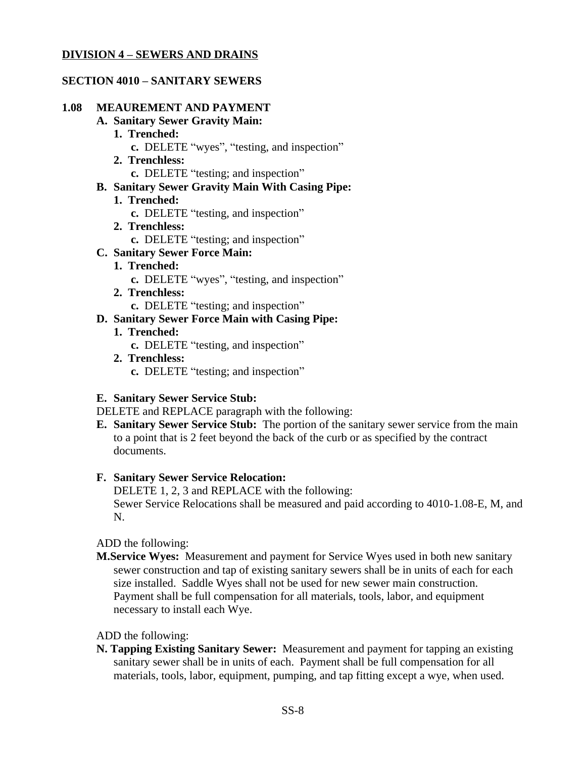**DIVISION 4 – SEWERS AND DRAINS**

**SECTION 4010 – SANITARY SEWERS**

**1.08 MEAUREMENT AND PAYMENT**

- **A. Sanitary Sewer Gravity Main:**
  - **1. Trenched:**
    - **c.** DELETE “wyes”, “testing, and inspection”
  - **2. Trenchless:**
    - **c.** DELETE “testing; and inspection”
- **B. Sanitary Sewer Gravity Main With Casing Pipe:**
  - **1. Trenched:**
    - **c.** DELETE “testing, and inspection”
  - **2. Trenchless:**
    - **c.** DELETE “testing; and inspection”
- **C. Sanitary Sewer Force Main:**
  - **1. Trenched:**
    - **c.** DELETE “wyes”, “testing, and inspection”
  - **2. Trenchless:**
    - **c.** DELETE “testing; and inspection”
- **D. Sanitary Sewer Force Main with Casing Pipe:**
  - **1. Trenched:**
    - **c.** DELETE “testing, and inspection”
  - **2. Trenchless:**
    - **c.** DELETE “testing; and inspection”

**E. Sanitary Sewer Service Stub:**

DELETE and REPLACE paragraph with the following:

**E. Sanitary Sewer Service Stub:** The portion of the sanitary sewer service from the main to a point that is 2 feet beyond the back of the curb or as specified by the contract documents.

**F. Sanitary Sewer Service Relocation:**

DELETE 1, 2, 3 and REPLACE with the following:

Sewer Service Relocations shall be measured and paid according to 4010-1.08-E, M, and N.

ADD the following:

**M. Service Wyes:** Measurement and payment for Service Wyes used in both new sanitary sewer construction and tap of existing sanitary sewers shall be in units of each for each size installed. Saddle Wyes shall not be used for new sewer main construction. Payment shall be full compensation for all materials, tools, labor, and equipment necessary to install each Wye.

ADD the following:

**N. Tapping Existing Sanitary Sewer:** Measurement and payment for tapping an existing sanitary sewer shall be in units of each. Payment shall be full compensation for all materials, tools, labor, equipment, pumping, and tap fitting except a wye, when used.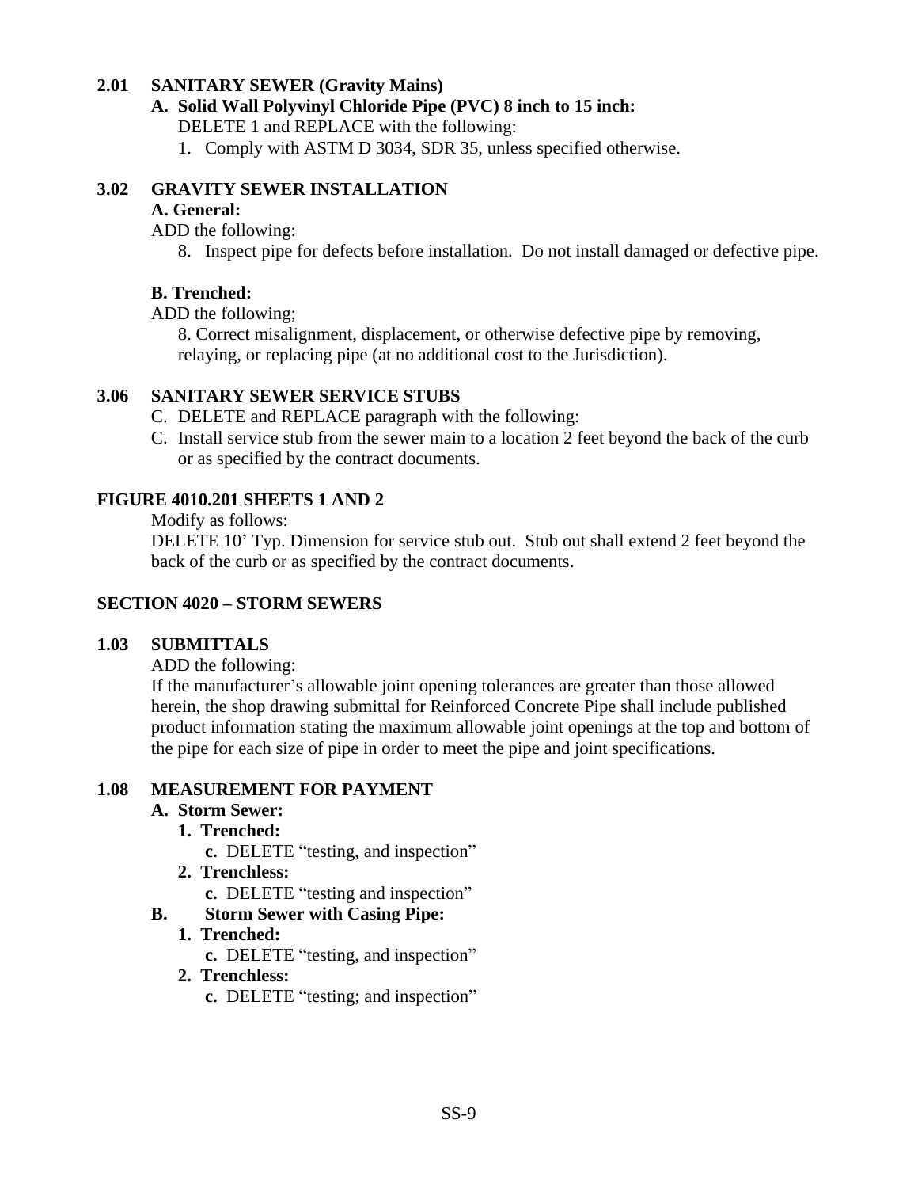**2.01 SANITARY SEWER (Gravity Mains)**

**A. Solid Wall Polyvinyl Chloride Pipe (PVC) 8 inch to 15 inch:**

DELETE 1 and REPLACE with the following:

1. Comply with ASTM D 3034, SDR 35, unless specified otherwise.

**3.02 GRAVITY SEWER INSTALLATION**

**A. General:**

ADD the following:

8. Inspect pipe for defects before installation. Do not install damaged or defective pipe.

**B. Trenched:**

ADD the following;

8. Correct misalignment, displacement, or otherwise defective pipe by removing, relaying, or replacing pipe (at no additional cost to the Jurisdiction).

**3.06 SANITARY SEWER SERVICE STUBS**

C. DELETE and REPLACE paragraph with the following:

C. Install service stub from the sewer main to a location 2 feet beyond the back of the curb or as specified by the contract documents.

**FIGURE 4010.201 SHEETS 1 AND 2**

Modify as follows:

DELETE 10' Typ. Dimension for service stub out. Stub out shall extend 2 feet beyond the back of the curb or as specified by the contract documents.

**SECTION 4020 – STORM SEWERS**

**1.03 SUBMITTALS**

ADD the following:

If the manufacturer's allowable joint opening tolerances are greater than those allowed herein, the shop drawing submittal for Reinforced Concrete Pipe shall include published product information stating the maximum allowable joint openings at the top and bottom of the pipe for each size of pipe in order to meet the pipe and joint specifications.

**1.08 MEASUREMENT FOR PAYMENT**

**A. Storm Sewer:**

**1. Trenched:**

**c.** DELETE "testing, and inspection"

**2. Trenchless:**

**c.** DELETE "testing and inspection"

**B. Storm Sewer with Casing Pipe:**

**1. Trenched:**

**c.** DELETE "testing, and inspection"

**2. Trenchless:**

**c.** DELETE "testing; and inspection"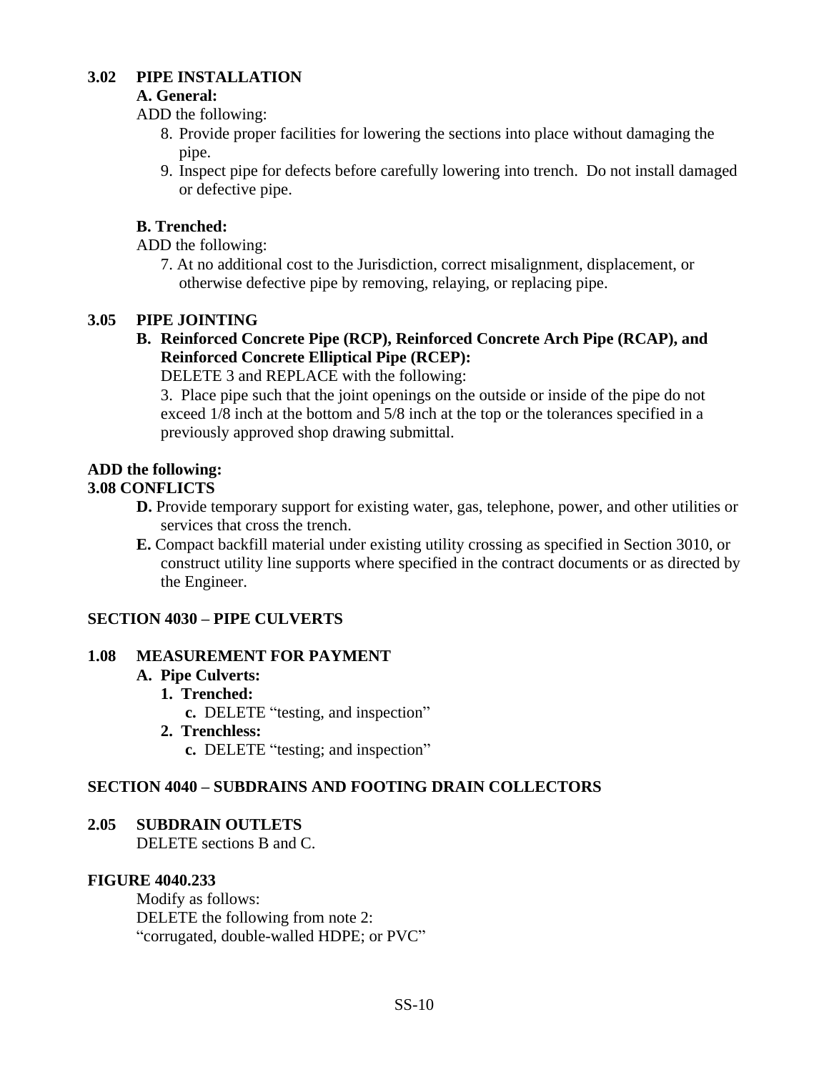## 3.02 PIPE INSTALLATION

**A. General:**

ADD the following:

8. Provide proper facilities for lowering the sections into place without damaging the pipe.
9. Inspect pipe for defects before carefully lowering into trench. Do not install damaged or defective pipe.

**B. Trenched:**

ADD the following:

7. At no additional cost to the Jurisdiction, correct misalignment, displacement, or otherwise defective pipe by removing, relaying, or replacing pipe.

## 3.05 PIPE JOINTING

**B. Reinforced Concrete Pipe (RCP), Reinforced Concrete Arch Pipe (RCAP), and Reinforced Concrete Elliptical Pipe (RCEP):**

DELETE 3 and REPLACE with the following:

3. Place pipe such that the joint openings on the outside or inside of the pipe do not exceed 1/8 inch at the bottom and 5/8 inch at the top or the tolerances specified in a previously approved shop drawing submittal.

**ADD the following:**

## 3.08 CONFLICTS

**D.** Provide temporary support for existing water, gas, telephone, power, and other utilities or services that cross the trench.

**E.** Compact backfill material under existing utility crossing as specified in Section 3010, or construct utility line supports where specified in the contract documents or as directed by the Engineer.

## SECTION 4030 – PIPE CULVERTS

## 1.08 MEASUREMENT FOR PAYMENT

**A. Pipe Culverts:**

**1. Trenched:**

**c.** DELETE "testing, and inspection"

**2. Trenchless:**

**c.** DELETE "testing; and inspection"

## SECTION 4040 – SUBDRAINS AND FOOTING DRAIN COLLECTORS

## 2.05 SUBDRAIN OUTLETS

DELETE sections B and C.

## FIGURE 4040.233

Modify as follows:

DELETE the following from note 2:

"corrugated, double-walled HDPE; or PVC"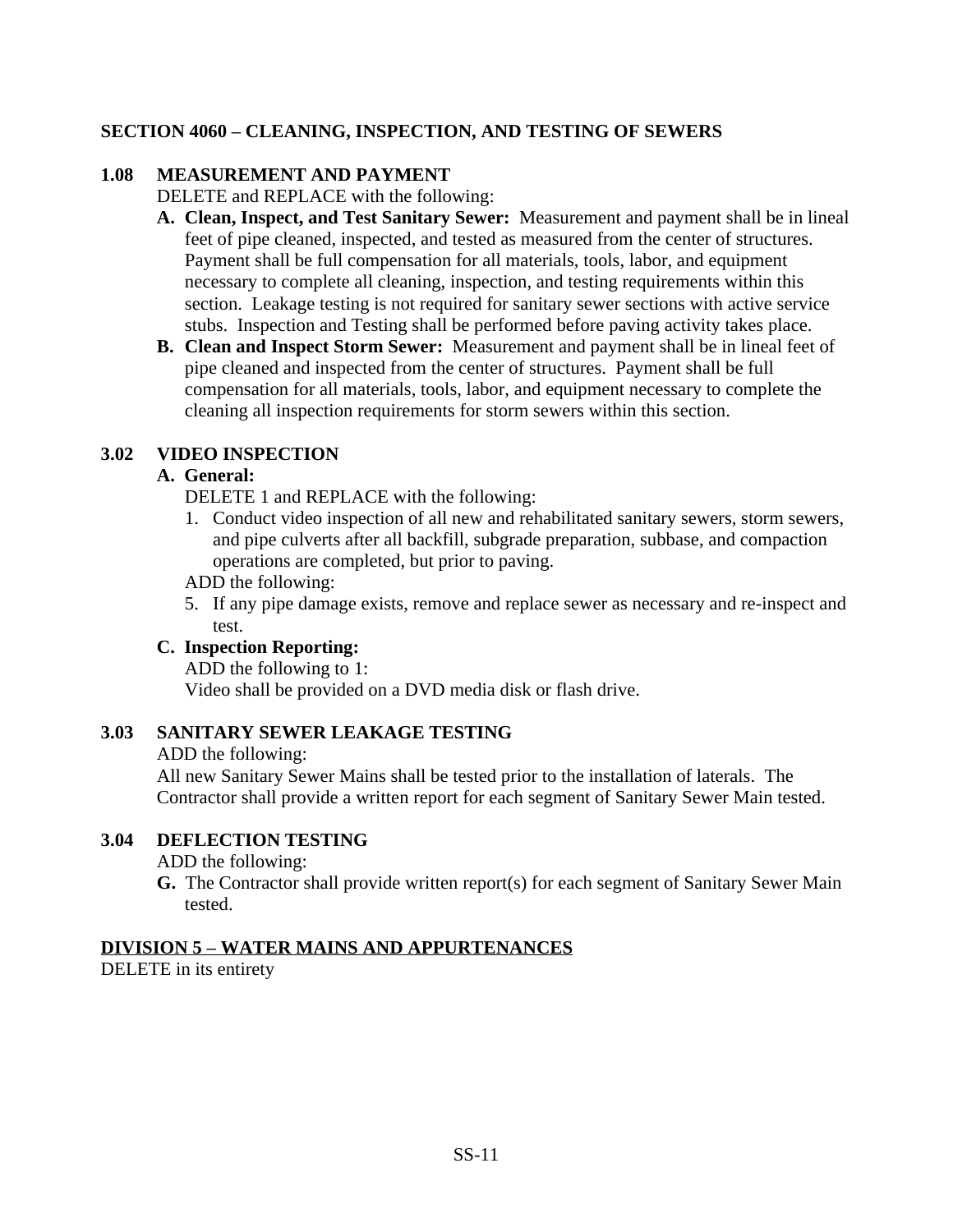## SECTION 4060 – CLEANING, INSPECTION, AND TESTING OF SEWERS

### 1.08 MEASUREMENT AND PAYMENT

DELETE and REPLACE with the following:

A. **Clean, Inspect, and Test Sanitary Sewer:** Measurement and payment shall be in lineal feet of pipe cleaned, inspected, and tested as measured from the center of structures. Payment shall be full compensation for all materials, tools, labor, and equipment necessary to complete all cleaning, inspection, and testing requirements within this section. Leakage testing is not required for sanitary sewer sections with active service stubs. Inspection and Testing shall be performed before paving activity takes place.

B. **Clean and Inspect Storm Sewer:** Measurement and payment shall be in lineal feet of pipe cleaned and inspected from the center of structures. Payment shall be full compensation for all materials, tools, labor, and equipment necessary to complete the cleaning all inspection requirements for storm sewers within this section.

### 3.02 VIDEO INSPECTION

**A. General:**

DELETE 1 and REPLACE with the following:

1. Conduct video inspection of all new and rehabilitated sanitary sewers, storm sewers, and pipe culverts after all backfill, subgrade preparation, subbase, and compaction operations are completed, but prior to paving.

ADD the following:

5. If any pipe damage exists, remove and replace sewer as necessary and re-inspect and test.

**C. Inspection Reporting:**

ADD the following to 1:

Video shall be provided on a DVD media disk or flash drive.

### 3.03 SANITARY SEWER LEAKAGE TESTING

ADD the following:

All new Sanitary Sewer Mains shall be tested prior to the installation of laterals. The Contractor shall provide a written report for each segment of Sanitary Sewer Main tested.

### 3.04 DEFLECTION TESTING

ADD the following:

G. The Contractor shall provide written report(s) for each segment of Sanitary Sewer Main tested.

## DIVISION 5 – WATER MAINS AND APPURTENANCES

DELETE in its entirety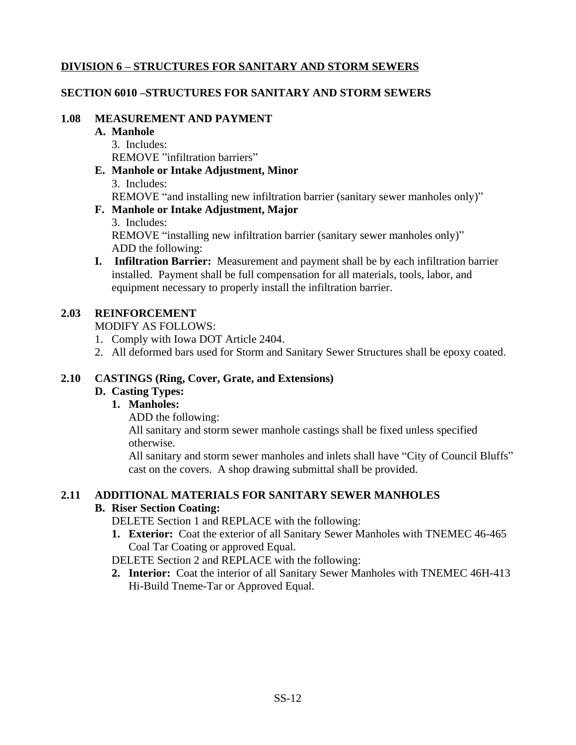## DIVISION 6 – STRUCTURES FOR SANITARY AND STORM SEWERS

### SECTION 6010 –STRUCTURES FOR SANITARY AND STORM SEWERS

**1.08 MEASUREMENT AND PAYMENT**

**A. Manhole**

3. Includes:

REMOVE "infiltration barriers"

**E. Manhole or Intake Adjustment, Minor**

3. Includes:

REMOVE "and installing new infiltration barrier (sanitary sewer manholes only)"

**F. Manhole or Intake Adjustment, Major**

3. Includes:

REMOVE "installing new infiltration barrier (sanitary sewer manholes only)"

ADD the following:

**I. Infiltration Barrier:** Measurement and payment shall be by each infiltration barrier installed. Payment shall be full compensation for all materials, tools, labor, and equipment necessary to properly install the infiltration barrier.

**2.03 REINFORCEMENT**

MODIFY AS FOLLOWS:

1. Comply with Iowa DOT Article 2404.
2. All deformed bars used for Storm and Sanitary Sewer Structures shall be epoxy coated.

**2.10 CASTINGS (Ring, Cover, Grate, and Extensions)**

**D. Casting Types:**

**1. Manholes:**

ADD the following:

All sanitary and storm sewer manhole castings shall be fixed unless specified otherwise.

All sanitary and storm sewer manholes and inlets shall have "City of Council Bluffs" cast on the covers. A shop drawing submittal shall be provided.

**2.11 ADDITIONAL MATERIALS FOR SANITARY SEWER MANHOLES**

**B. Riser Section Coating:**

DELETE Section 1 and REPLACE with the following:

1. **Exterior:** Coat the exterior of all Sanitary Sewer Manholes with TNEMEC 46-465 Coal Tar Coating or approved Equal.

DELETE Section 2 and REPLACE with the following:

2. **Interior:** Coat the interior of all Sanitary Sewer Manholes with TNEMEC 46H-413 Hi-Build Tneme-Tar or Approved Equal.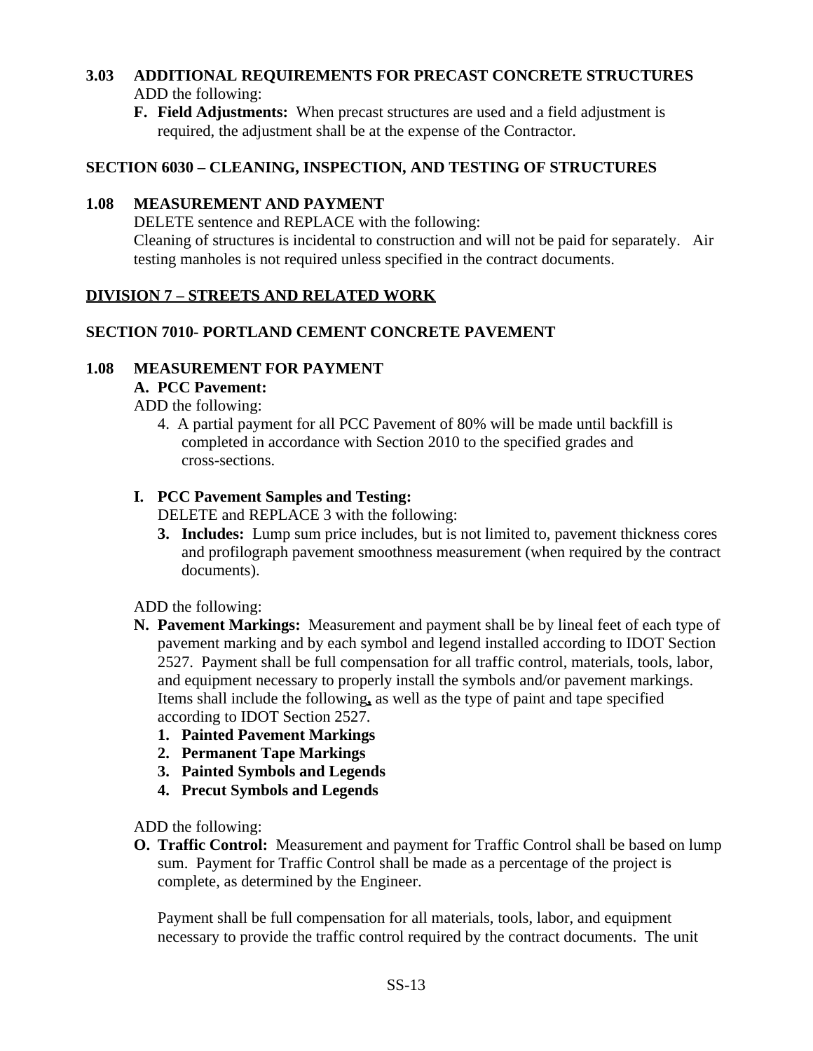**3.03 ADDITIONAL REQUIREMENTS FOR PRECAST CONCRETE STRUCTURES**

ADD the following:

**F. Field Adjustments:** When precast structures are used and a field adjustment is required, the adjustment shall be at the expense of the Contractor.

**SECTION 6030 – CLEANING, INSPECTION, AND TESTING OF STRUCTURES**

**1.08 MEASUREMENT AND PAYMENT**

DELETE sentence and REPLACE with the following:

Cleaning of structures is incidental to construction and will not be paid for separately. Air testing manholes is not required unless specified in the contract documents.

**DIVISION 7 – STREETS AND RELATED WORK**

**SECTION 7010- PORTLAND CEMENT CONCRETE PAVEMENT**

**1.08 MEASUREMENT FOR PAYMENT**

**A. PCC Pavement:**

ADD the following:

4. A partial payment for all PCC Pavement of 80% will be made until backfill is completed in accordance with Section 2010 to the specified grades and cross-sections.

**I. PCC Pavement Samples and Testing:**

DELETE and REPLACE 3 with the following:

**3. Includes:** Lump sum price includes, but is not limited to, pavement thickness cores and profilograph pavement smoothness measurement (when required by the contract documents).

ADD the following:

**N. Pavement Markings:** Measurement and payment shall be by lineal feet of each type of pavement marking and by each symbol and legend installed according to IDOT Section 2527. Payment shall be full compensation for all traffic control, materials, tools, labor, and equipment necessary to properly install the symbols and/or pavement markings. Items shall include the following, as well as the type of paint and tape specified according to IDOT Section 2527.

1. **Painted Pavement Markings**
2. **Permanent Tape Markings**
3. **Painted Symbols and Legends**
4. **Precut Symbols and Legends**

ADD the following:

**O. Traffic Control:** Measurement and payment for Traffic Control shall be based on lump sum. Payment for Traffic Control shall be made as a percentage of the project is complete, as determined by the Engineer.

Payment shall be full compensation for all materials, tools, labor, and equipment necessary to provide the traffic control required by the contract documents. The unit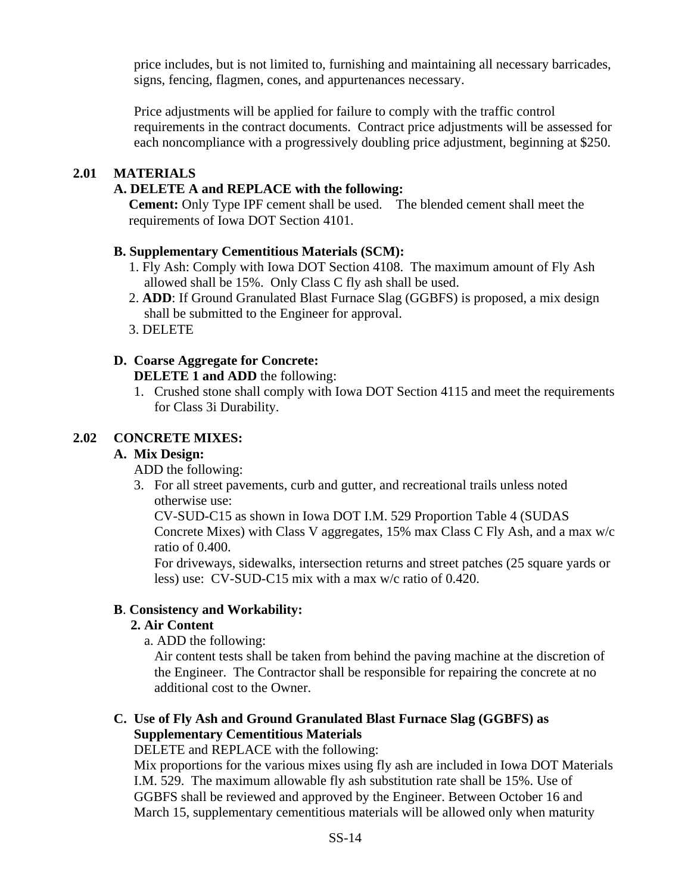price includes, but is not limited to, furnishing and maintaining all necessary barricades, signs, fencing, flagmen, cones, and appurtenances necessary.

Price adjustments will be applied for failure to comply with the traffic control requirements in the contract documents. Contract price adjustments will be assessed for each noncompliance with a progressively doubling price adjustment, beginning at $250.

### 2.01 MATERIALS

**A. DELETE A and REPLACE with the following:**

**Cement:** Only Type IPF cement shall be used. The blended cement shall meet the requirements of Iowa DOT Section 4101.

**B. Supplementary Cementitious Materials (SCM):**

1. Fly Ash: Comply with Iowa DOT Section 4108. The maximum amount of Fly Ash allowed shall be 15%. Only Class C fly ash shall be used.
2. **ADD**: If Ground Granulated Blast Furnace Slag (GGBFS) is proposed, a mix design shall be submitted to the Engineer for approval.
3. DELETE

**D. Coarse Aggregate for Concrete:**

**DELETE 1 and ADD** the following:

1. Crushed stone shall comply with Iowa DOT Section 4115 and meet the requirements for Class 3i Durability.

### 2.02 CONCRETE MIXES:

**A. Mix Design:**

ADD the following:

3. For all street pavements, curb and gutter, and recreational trails unless noted otherwise use:
   CV-SUD-C15 as shown in Iowa DOT I.M. 529 Proportion Table 4 (SUDAS Concrete Mixes) with Class V aggregates, 15% max Class C Fly Ash, and a max w/c ratio of 0.400.
   For driveways, sidewalks, intersection returns and street patches (25 square yards or less) use: CV-SUD-C15 mix with a max w/c ratio of 0.420.

**B. Consistency and Workability:**

**2. Air Content**

a. ADD the following:
Air content tests shall be taken from behind the paving machine at the discretion of the Engineer. The Contractor shall be responsible for repairing the concrete at no additional cost to the Owner.

**C. Use of Fly Ash and Ground Granulated Blast Furnace Slag (GGBFS) as Supplementary Cementitious Materials**

DELETE and REPLACE with the following:

Mix proportions for the various mixes using fly ash are included in Iowa DOT Materials I.M. 529. The maximum allowable fly ash substitution rate shall be 15%. Use of GGBFS shall be reviewed and approved by the Engineer. Between October 16 and March 15, supplementary cementitious materials will be allowed only when maturity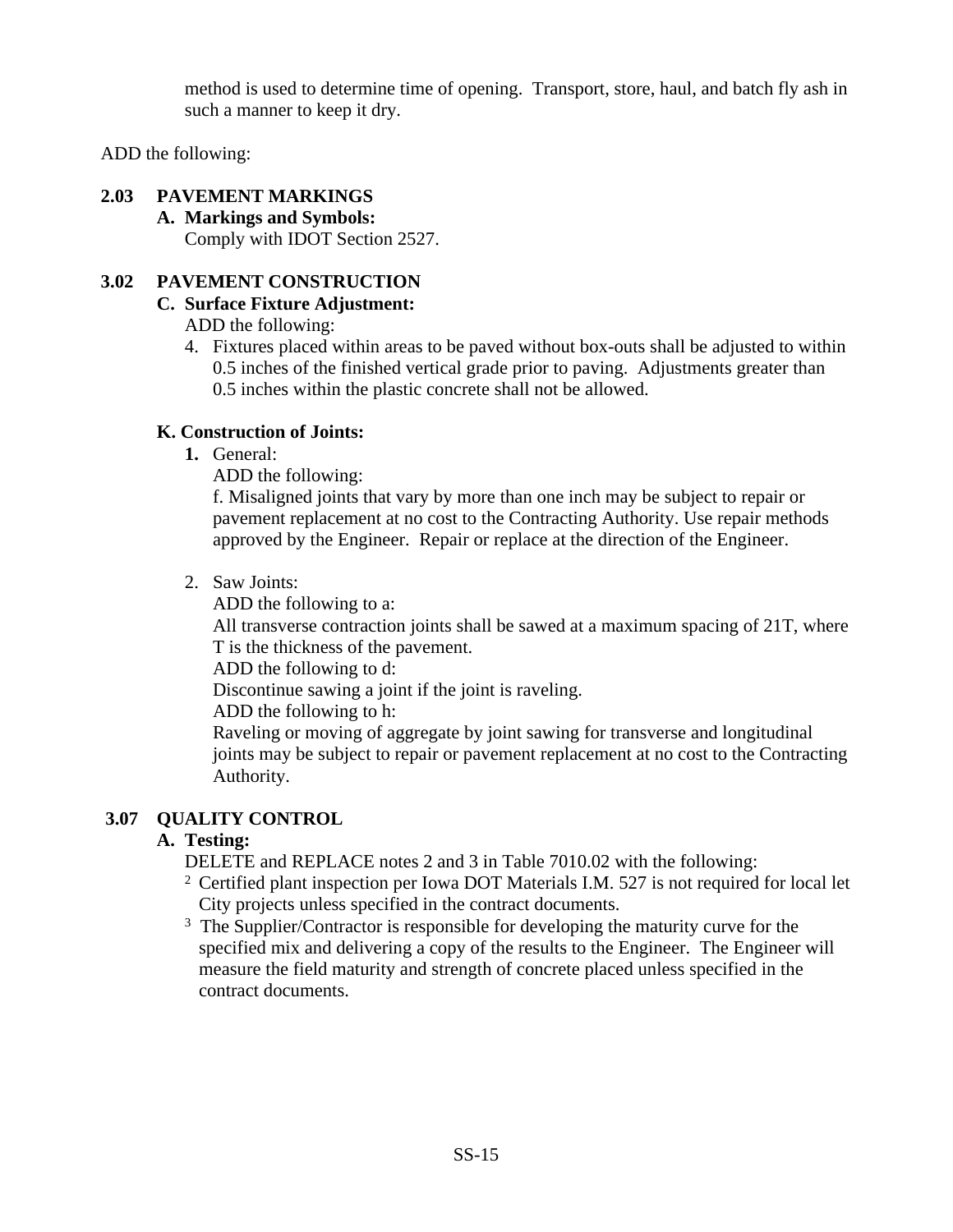method is used to determine time of opening. Transport, store, haul, and batch fly ash in such a manner to keep it dry.

ADD the following:

## 2.03 PAVEMENT MARKINGS

**A. Markings and Symbols:**

Comply with IDOT Section 2527.

## 3.02 PAVEMENT CONSTRUCTION

**C. Surface Fixture Adjustment:**

ADD the following:

4. Fixtures placed within areas to be paved without box-outs shall be adjusted to within 0.5 inches of the finished vertical grade prior to paving. Adjustments greater than 0.5 inches within the plastic concrete shall not be allowed.

**K. Construction of Joints:**

**1.** General:

ADD the following:

f. Misaligned joints that vary by more than one inch may be subject to repair or pavement replacement at no cost to the Contracting Authority. Use repair methods approved by the Engineer. Repair or replace at the direction of the Engineer.

2. Saw Joints:

ADD the following to a:

All transverse contraction joints shall be sawed at a maximum spacing of 21T, where T is the thickness of the pavement.

ADD the following to d:

Discontinue sawing a joint if the joint is raveling.

ADD the following to h:

Raveling or moving of aggregate by joint sawing for transverse and longitudinal joints may be subject to repair or pavement replacement at no cost to the Contracting Authority.

## 3.07 QUALITY CONTROL

**A. Testing:**

DELETE and REPLACE notes 2 and 3 in Table 7010.02 with the following:

[2] Certified plant inspection per Iowa DOT Materials I.M. 527 is not required for local let City projects unless specified in the contract documents.

[3] The Supplier/Contractor is responsible for developing the maturity curve for the specified mix and delivering a copy of the results to the Engineer. The Engineer will measure the field maturity and strength of concrete placed unless specified in the contract documents.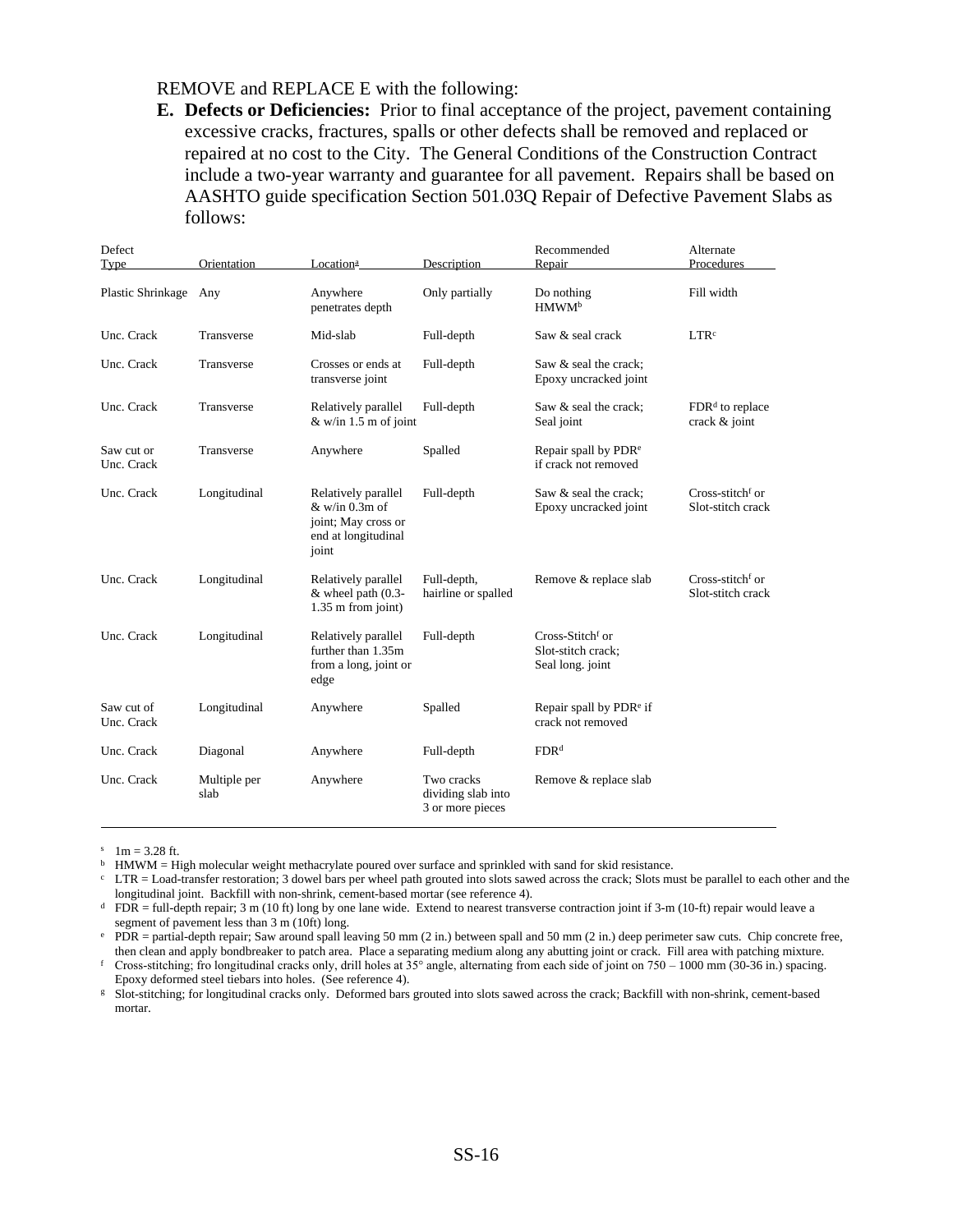REMOVE and REPLACE E with the following:

**E. Defects or Deficiencies:** Prior to final acceptance of the project, pavement containing excessive cracks, fractures, spalls or other defects shall be removed and replaced or repaired at no cost to the City. The General Conditions of the Construction Contract include a two-year warranty and guarantee for all pavement. Repairs shall be based on AASHTO guide specification Section 501.03Q Repair of Defective Pavement Slabs as follows:

| Defect Type | Orientation | Location[a] | Description | Recommended Repair | Alternate Procedures |
|---|---|---|---|---|---|
| Plastic Shrinkage | Any | Anywhere penetrates depth | Only partially | Do nothing HMWM[b] | Fill width |
| Unc. Crack | Transverse | Mid-slab | Full-depth | Saw & seal crack | LTR[c] |
| Unc. Crack | Transverse | Crosses or ends at transverse joint | Full-depth | Saw & seal the crack; Epoxy uncracked joint | |
| Unc. Crack | Transverse | Relatively parallel & w/in 1.5 m of joint | Full-depth | Saw & seal the crack; Seal joint | FDR[d] to replace crack & joint |
| Saw cut or Unc. Crack | Transverse | Anywhere | Spalled | Repair spall by PDR[e] if crack not removed | |
| Unc. Crack | Longitudinal | Relatively parallel & w/in 0.3m of joint; May cross or end at longitudinal joint | Full-depth | Saw & seal the crack; Epoxy uncracked joint | Cross-stitch[f] or Slot-stitch crack |
| Unc. Crack | Longitudinal | Relatively parallel & wheel path (0.3-1.35 m from joint) | Full-depth, hairline or spalled | Remove & replace slab | Cross-stitch[f] or Slot-stitch crack |
| Unc. Crack | Longitudinal | Relatively parallel further than 1.35m from a long, joint or edge | Full-depth | Cross-Stitch[f] or Slot-stitch crack; Seal long. joint | |
| Saw cut of Unc. Crack | Longitudinal | Anywhere | Spalled | Repair spall by PDR[e] if crack not removed | |
| Unc. Crack | Diagonal | Anywhere | Full-depth | FDR[d] | |
| Unc. Crack | Multiple per slab | Anywhere | Two cracks dividing slab into 3 or more pieces | Remove & replace slab | |

[s] 1m = 3.28 ft.

[b] HMWM = High molecular weight methacrylate poured over surface and sprinkled with sand for skid resistance.

[c] LTR = Load-transfer restoration; 3 dowel bars per wheel path grouted into slots sawed across the crack; Slots must be parallel to each other and the longitudinal joint. Backfill with non-shrink, cement-based mortar (see reference 4).

[d] FDR = full-depth repair; 3 m (10 ft) long by one lane wide. Extend to nearest transverse contraction joint if 3-m (10-ft) repair would leave a segment of pavement less than 3 m (10ft) long.

[e] PDR = partial-depth repair; Saw around spall leaving 50 mm (2 in.) between spall and 50 mm (2 in.) deep perimeter saw cuts. Chip concrete free, then clean and apply bondbreaker to patch area. Place a separating medium along any abutting joint or crack. Fill area with patching mixture.

[f] Cross-stitching; fro longitudinal cracks only, drill holes at 35° angle, alternating from each side of joint on 750 – 1000 mm (30-36 in.) spacing. Epoxy deformed steel tiebars into holes. (See reference 4).

[g] Slot-stitching; for longitudinal cracks only. Deformed bars grouted into slots sawed across the crack; Backfill with non-shrink, cement-based mortar.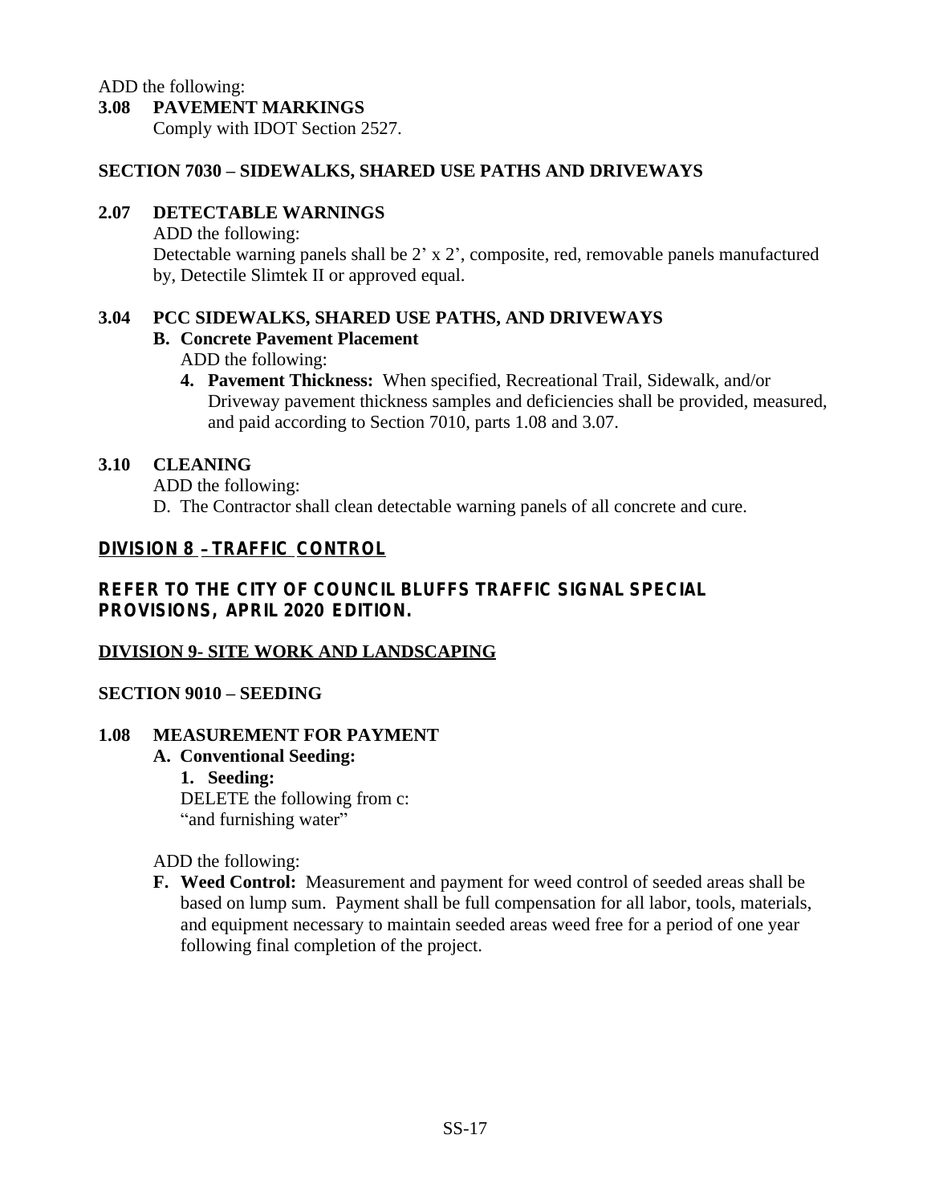ADD the following:

**3.08 PAVEMENT MARKINGS**

Comply with IDOT Section 2527.

## SECTION 7030 – SIDEWALKS, SHARED USE PATHS AND DRIVEWAYS

**2.07 DETECTABLE WARNINGS**

ADD the following:

Detectable warning panels shall be 2' x 2', composite, red, removable panels manufactured by, Detectile Slimtek II or approved equal.

**3.04 PCC SIDEWALKS, SHARED USE PATHS, AND DRIVEWAYS**

**B. Concrete Pavement Placement**

ADD the following:

4. **Pavement Thickness:** When specified, Recreational Trail, Sidewalk, and/or Driveway pavement thickness samples and deficiencies shall be provided, measured, and paid according to Section 7010, parts 1.08 and 3.07.

**3.10 CLEANING**

ADD the following:

D. The Contractor shall clean detectable warning panels of all concrete and cure.

## DIVISION 8 – TRAFFIC CONTROL

**REFER TO THE CITY OF COUNCIL BLUFFS TRAFFIC SIGNAL SPECIAL PROVISIONS, APRIL 2020 EDITION.**

## DIVISION 9- SITE WORK AND LANDSCAPING

## SECTION 9010 – SEEDING

**1.08 MEASUREMENT FOR PAYMENT**

**A. Conventional Seeding:**

1. **Seeding:**

DELETE the following from c:

"and furnishing water"

ADD the following:

**F. Weed Control:** Measurement and payment for weed control of seeded areas shall be based on lump sum. Payment shall be full compensation for all labor, tools, materials, and equipment necessary to maintain seeded areas weed free for a period of one year following final completion of the project.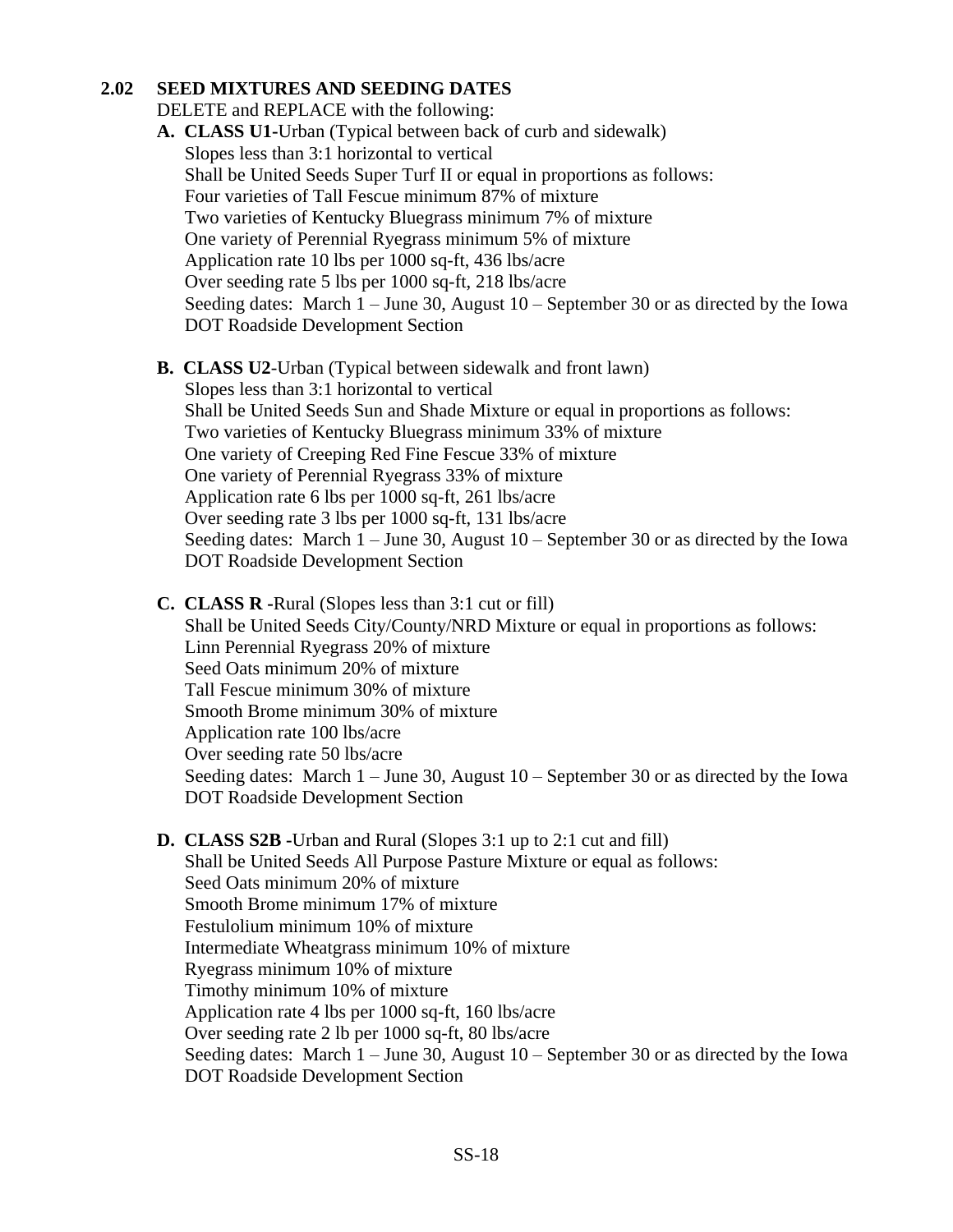## 2.02 SEED MIXTURES AND SEEDING DATES

DELETE and REPLACE with the following:

**A. CLASS U1**-Urban (Typical between back of curb and sidewalk)
Slopes less than 3:1 horizontal to vertical
Shall be United Seeds Super Turf II or equal in proportions as follows:
Four varieties of Tall Fescue minimum 87% of mixture
Two varieties of Kentucky Bluegrass minimum 7% of mixture
One variety of Perennial Ryegrass minimum 5% of mixture
Application rate 10 lbs per 1000 sq-ft, 436 lbs/acre
Over seeding rate 5 lbs per 1000 sq-ft, 218 lbs/acre
Seeding dates: March 1 – June 30, August 10 – September 30 or as directed by the Iowa DOT Roadside Development Section

**B. CLASS U2**-Urban (Typical between sidewalk and front lawn)
Slopes less than 3:1 horizontal to vertical
Shall be United Seeds Sun and Shade Mixture or equal in proportions as follows:
Two varieties of Kentucky Bluegrass minimum 33% of mixture
One variety of Creeping Red Fine Fescue 33% of mixture
One variety of Perennial Ryegrass 33% of mixture
Application rate 6 lbs per 1000 sq-ft, 261 lbs/acre
Over seeding rate 3 lbs per 1000 sq-ft, 131 lbs/acre
Seeding dates: March 1 – June 30, August 10 – September 30 or as directed by the Iowa DOT Roadside Development Section

**C. CLASS R** -Rural (Slopes less than 3:1 cut or fill)
Shall be United Seeds City/County/NRD Mixture or equal in proportions as follows:
Linn Perennial Ryegrass 20% of mixture
Seed Oats minimum 20% of mixture
Tall Fescue minimum 30% of mixture
Smooth Brome minimum 30% of mixture
Application rate 100 lbs/acre
Over seeding rate 50 lbs/acre
Seeding dates: March 1 – June 30, August 10 – September 30 or as directed by the Iowa DOT Roadside Development Section

**D. CLASS S2B** -Urban and Rural (Slopes 3:1 up to 2:1 cut and fill)
Shall be United Seeds All Purpose Pasture Mixture or equal as follows:
Seed Oats minimum 20% of mixture
Smooth Brome minimum 17% of mixture
Festulolium minimum 10% of mixture
Intermediate Wheatgrass minimum 10% of mixture
Ryegrass minimum 10% of mixture
Timothy minimum 10% of mixture
Application rate 4 lbs per 1000 sq-ft, 160 lbs/acre
Over seeding rate 2 lb per 1000 sq-ft, 80 lbs/acre
Seeding dates: March 1 – June 30, August 10 – September 30 or as directed by the Iowa DOT Roadside Development Section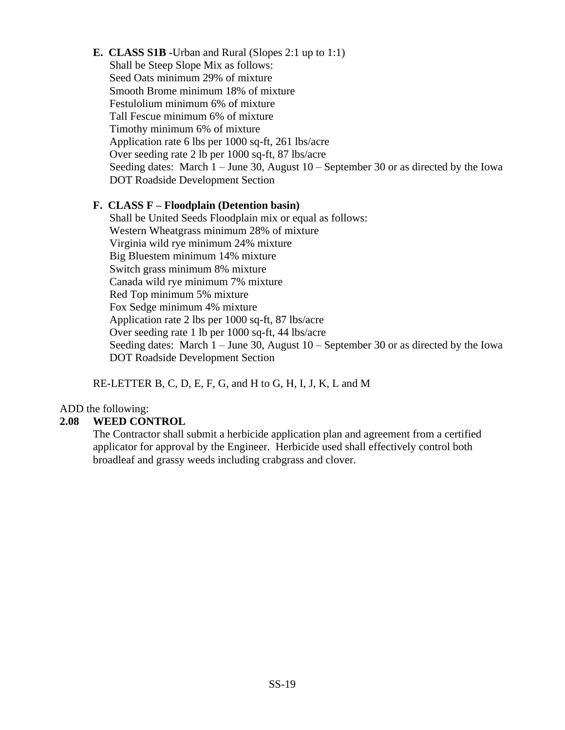**E. CLASS S1B** -Urban and Rural (Slopes 2:1 up to 1:1)
Shall be Steep Slope Mix as follows:
Seed Oats minimum 29% of mixture
Smooth Brome minimum 18% of mixture
Festulolium minimum 6% of mixture
Tall Fescue minimum 6% of mixture
Timothy minimum 6% of mixture
Application rate 6 lbs per 1000 sq-ft, 261 lbs/acre
Over seeding rate 2 lb per 1000 sq-ft, 87 lbs/acre
Seeding dates: March 1 – June 30, August 10 – September 30 or as directed by the Iowa DOT Roadside Development Section

**F. CLASS F – Floodplain (Detention basin)**
Shall be United Seeds Floodplain mix or equal as follows:
Western Wheatgrass minimum 28% of mixture
Virginia wild rye minimum 24% mixture
Big Bluestem minimum 14% mixture
Switch grass minimum 8% mixture
Canada wild rye minimum 7% mixture
Red Top minimum 5% mixture
Fox Sedge minimum 4% mixture
Application rate 2 lbs per 1000 sq-ft, 87 lbs/acre
Over seeding rate 1 lb per 1000 sq-ft, 44 lbs/acre
Seeding dates: March 1 – June 30, August 10 – September 30 or as directed by the Iowa DOT Roadside Development Section

RE-LETTER B, C, D, E, F, G, and H to G, H, I, J, K, L and M

ADD the following:

**2.08 WEED CONTROL**

The Contractor shall submit a herbicide application plan and agreement from a certified applicator for approval by the Engineer. Herbicide used shall effectively control both broadleaf and grassy weeds including crabgrass and clover.